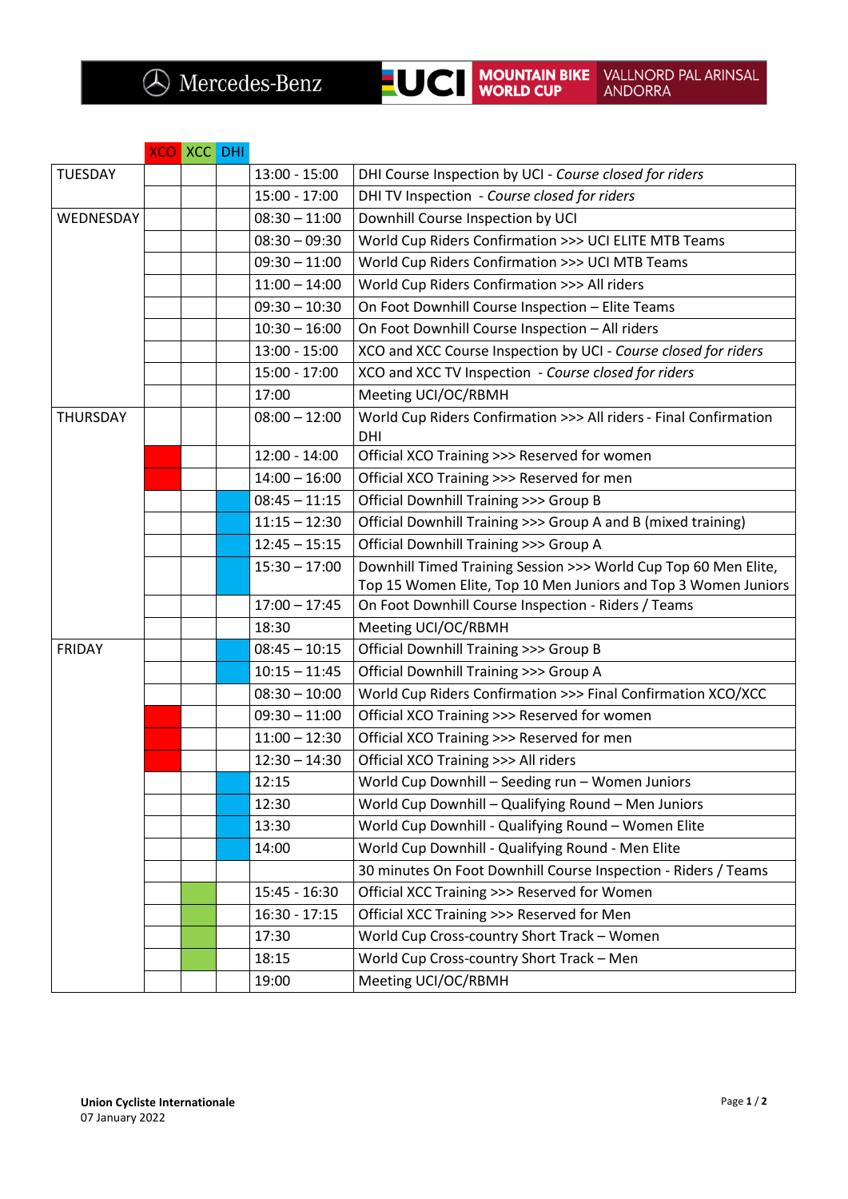Mercedes-Benz | UCI MOUNTAIN BIKE WORLD CUP | VALLNORD PAL ARINSAL ANDORRA

| | XCO | XCC | DHI | | |
|---|---|---|---|---|---|
| TUESDAY | | | | 13:00 - 15:00 | DHI Course Inspection by UCI - *Course closed for riders* |
| | | | | 15:00 - 17:00 | DHI TV Inspection - *Course closed for riders* |
| WEDNESDAY | | | | 08:30 – 11:00 | Downhill Course Inspection by UCI |
| | | | | 08:30 – 09:30 | World Cup Riders Confirmation >>> UCI ELITE MTB Teams |
| | | | | 09:30 – 11:00 | World Cup Riders Confirmation >>> UCI MTB Teams |
| | | | | 11:00 – 14:00 | World Cup Riders Confirmation >>> All riders |
| | | | | 09:30 – 10:30 | On Foot Downhill Course Inspection – Elite Teams |
| | | | | 10:30 – 16:00 | On Foot Downhill Course Inspection – All riders |
| | | | | 13:00 - 15:00 | XCO and XCC Course Inspection by UCI - *Course closed for riders* |
| | | | | 15:00 - 17:00 | XCO and XCC TV Inspection - *Course closed for riders* |
| | | | | 17:00 | Meeting UCI/OC/RBMH |
| THURSDAY | | | | 08:00 – 12:00 | World Cup Riders Confirmation >>> All riders - Final Confirmation DHI |
| | XCO | | | 12:00 - 14:00 | Official XCO Training >>> Reserved for women |
| | XCO | | | 14:00 – 16:00 | Official XCO Training >>> Reserved for men |
| | | | DHI | 08:45 – 11:15 | Official Downhill Training >>> Group B |
| | | | DHI | 11:15 – 12:30 | Official Downhill Training >>> Group A and B (mixed training) |
| | | | DHI | 12:45 – 15:15 | Official Downhill Training >>> Group A |
| | | | DHI | 15:30 – 17:00 | Downhill Timed Training Session >>> World Cup Top 60 Men Elite, Top 15 Women Elite, Top 10 Men Juniors and Top 3 Women Juniors |
| | | | | 17:00 – 17:45 | On Foot Downhill Course Inspection - Riders / Teams |
| | | | | 18:30 | Meeting UCI/OC/RBMH |
| FRIDAY | | | DHI | 08:45 – 10:15 | Official Downhill Training >>> Group B |
| | | | DHI | 10:15 – 11:45 | Official Downhill Training >>> Group A |
| | | | | 08:30 – 10:00 | World Cup Riders Confirmation >>> Final Confirmation XCO/XCC |
| | XCO | | | 09:30 – 11:00 | Official XCO Training >>> Reserved for women |
| | XCO | | | 11:00 – 12:30 | Official XCO Training >>> Reserved for men |
| | XCO | | | 12:30 – 14:30 | Official XCO Training >>> All riders |
| | | | DHI | 12:15 | World Cup Downhill – Seeding run – Women Juniors |
| | | | DHI | 12:30 | World Cup Downhill – Qualifying Round – Men Juniors |
| | | | DHI | 13:30 | World Cup Downhill - Qualifying Round – Women Elite |
| | | | DHI | 14:00 | World Cup Downhill - Qualifying Round - Men Elite |
| | | | | | 30 minutes On Foot Downhill Course Inspection - Riders / Teams |
| | | XCC | | 15:45 - 16:30 | Official XCC Training >>> Reserved for Women |
| | | XCC | | 16:30 - 17:15 | Official XCC Training >>> Reserved for Men |
| | | XCC | | 17:30 | World Cup Cross-country Short Track – Women |
| | | XCC | | 18:15 | World Cup Cross-country Short Track – Men |
| | | | | 19:00 | Meeting UCI/OC/RBMH |

**Union Cycliste Internationale**
07 January 2022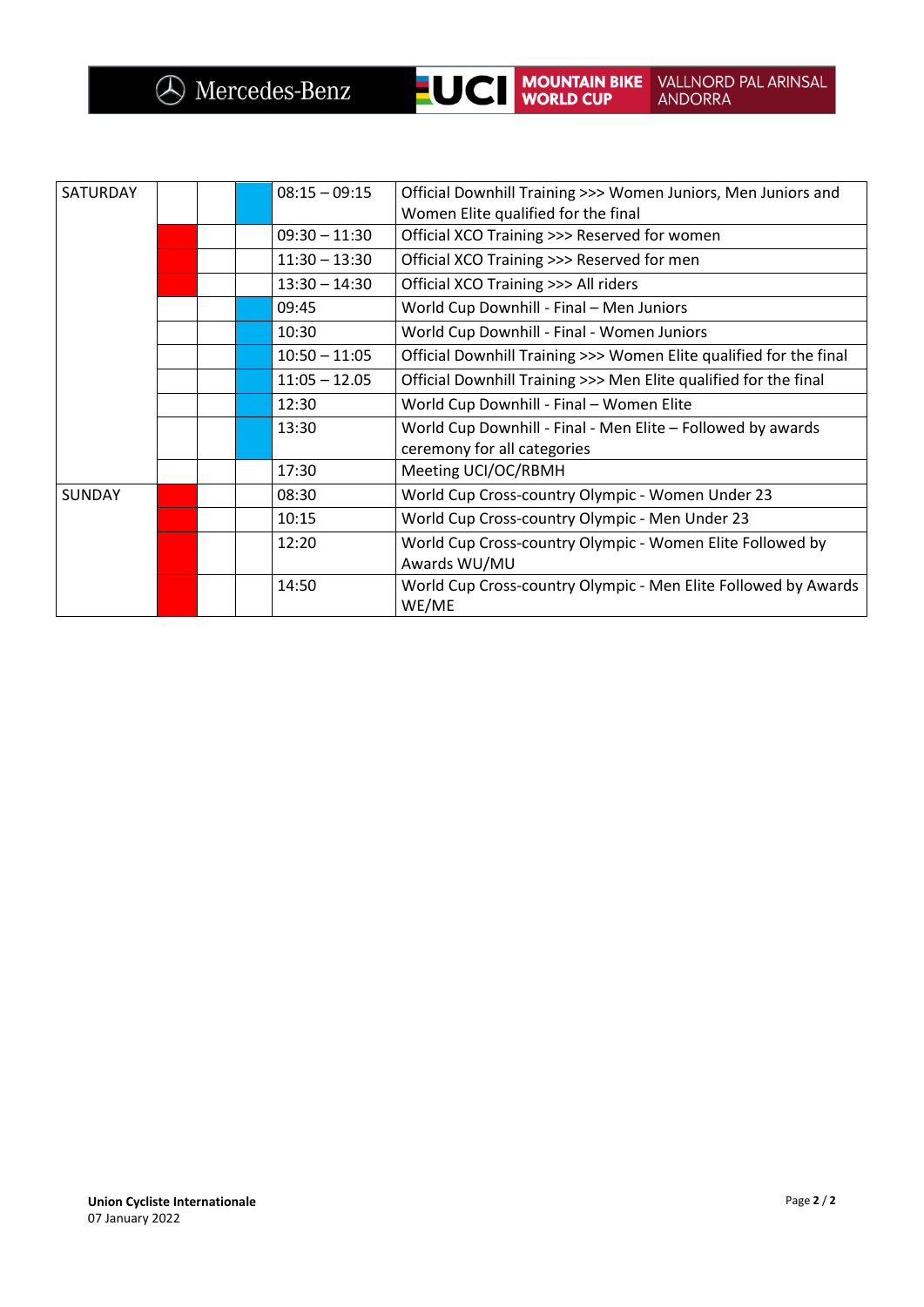| | | | | | |
|---|---|---|---|---|---|
| SATURDAY | | | | 08:15 – 09:15 | Official Downhill Training >>> Women Juniors, Men Juniors and Women Elite qualified for the final |
| | | | | 09:30 – 11:30 | Official XCO Training >>> Reserved for women |
| | | | | 11:30 – 13:30 | Official XCO Training >>> Reserved for men |
| | | | | 13:30 – 14:30 | Official XCO Training >>> All riders |
| | | | | 09:45 | World Cup Downhill - Final – Men Juniors |
| | | | | 10:30 | World Cup Downhill - Final - Women Juniors |
| | | | | 10:50 – 11:05 | Official Downhill Training >>> Women Elite qualified for the final |
| | | | | 11:05 – 12.05 | Official Downhill Training >>> Men Elite qualified for the final |
| | | | | 12:30 | World Cup Downhill - Final – Women Elite |
| | | | | 13:30 | World Cup Downhill - Final - Men Elite – Followed by awards ceremony for all categories |
| | | | | 17:30 | Meeting UCI/OC/RBMH |
| SUNDAY | | | | 08:30 | World Cup Cross-country Olympic - Women Under 23 |
| | | | | 10:15 | World Cup Cross-country Olympic - Men Under 23 |
| | | | | 12:20 | World Cup Cross-country Olympic - Women Elite Followed by Awards WU/MU |
| | | | | 14:50 | World Cup Cross-country Olympic - Men Elite Followed by Awards WE/ME |

**Union Cycliste Internationale**
07 January 2022